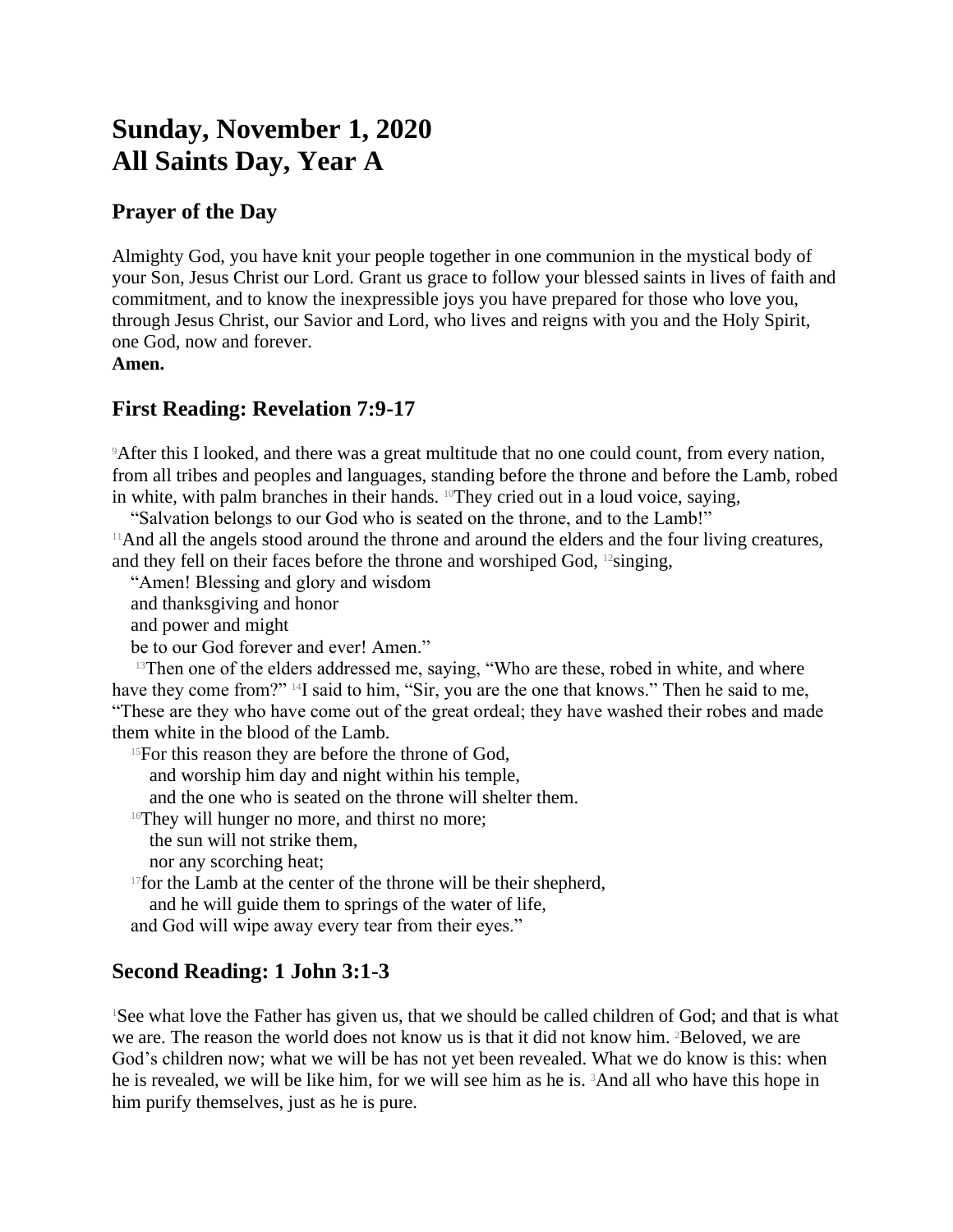# Sunday, November 1, 2020
# All Saints Day, Year A

## Prayer of the Day

Almighty God, you have knit your people together in one communion in the mystical body of your Son, Jesus Christ our Lord. Grant us grace to follow your blessed saints in lives of faith and commitment, and to know the inexpressible joys you have prepared for those who love you, through Jesus Christ, our Savior and Lord, who lives and reigns with you and the Holy Spirit, one God, now and forever.
**Amen.**

## First Reading: Revelation 7:9-17

[9]After this I looked, and there was a great multitude that no one could count, from every nation, from all tribes and peoples and languages, standing before the throne and before the Lamb, robed in white, with palm branches in their hands. [10]They cried out in a loud voice, saying,
"Salvation belongs to our God who is seated on the throne, and to the Lamb!"
[11]And all the angels stood around the throne and around the elders and the four living creatures, and they fell on their faces before the throne and worshiped God, [12]singing,
"Amen! Blessing and glory and wisdom
and thanksgiving and honor
and power and might
be to our God forever and ever! Amen."
[13]Then one of the elders addressed me, saying, "Who are these, robed in white, and where have they come from?" [14]I said to him, "Sir, you are the one that knows." Then he said to me, "These are they who have come out of the great ordeal; they have washed their robes and made them white in the blood of the Lamb.
[15]For this reason they are before the throne of God,
and worship him day and night within his temple,
and the one who is seated on the throne will shelter them.
[16]They will hunger no more, and thirst no more;
the sun will not strike them,
nor any scorching heat;
[17]for the Lamb at the center of the throne will be their shepherd,
and he will guide them to springs of the water of life,
and God will wipe away every tear from their eyes."

## Second Reading: 1 John 3:1-3

[1]See what love the Father has given us, that we should be called children of God; and that is what we are. The reason the world does not know us is that it did not know him. [2]Beloved, we are God's children now; what we will be has not yet been revealed. What we do know is this: when he is revealed, we will be like him, for we will see him as he is. [3]And all who have this hope in him purify themselves, just as he is pure.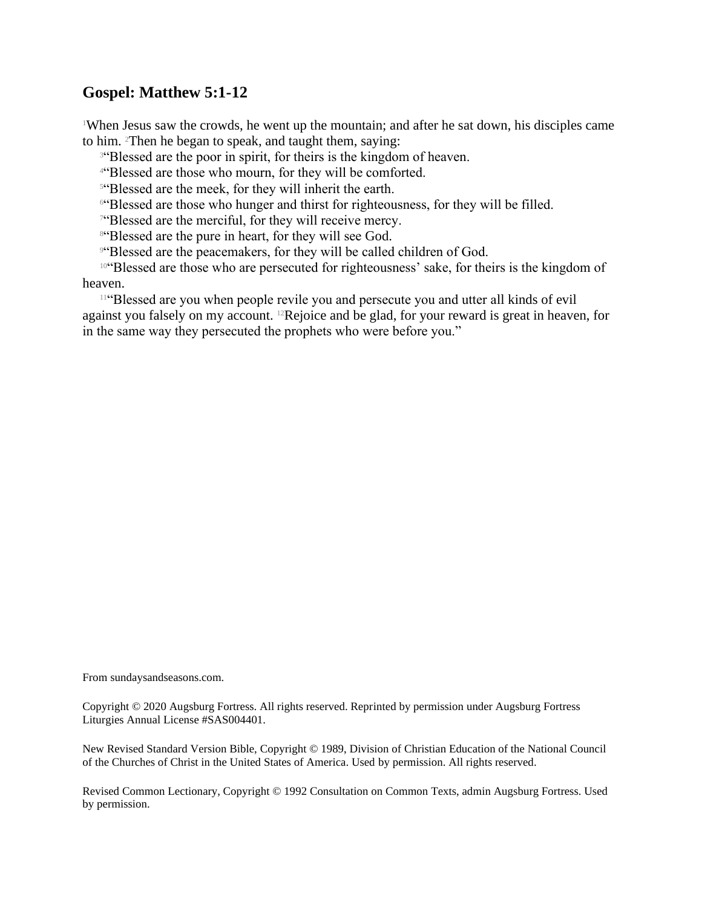## Gospel: Matthew 5:1-12

[1]When Jesus saw the crowds, he went up the mountain; and after he sat down, his disciples came to him. [2]Then he began to speak, and taught them, saying:

[3]"Blessed are the poor in spirit, for theirs is the kingdom of heaven.

[4]"Blessed are those who mourn, for they will be comforted.

[5]"Blessed are the meek, for they will inherit the earth.

[6]"Blessed are those who hunger and thirst for righteousness, for they will be filled.

[7]"Blessed are the merciful, for they will receive mercy.

[8]"Blessed are the pure in heart, for they will see God.

[9]"Blessed are the peacemakers, for they will be called children of God.

[10]"Blessed are those who are persecuted for righteousness' sake, for theirs is the kingdom of heaven.

[11]"Blessed are you when people revile you and persecute you and utter all kinds of evil against you falsely on my account. [12]Rejoice and be glad, for your reward is great in heaven, for in the same way they persecuted the prophets who were before you."

From sundaysandseasons.com.

Copyright © 2020 Augsburg Fortress. All rights reserved. Reprinted by permission under Augsburg Fortress Liturgies Annual License #SAS004401.

New Revised Standard Version Bible, Copyright © 1989, Division of Christian Education of the National Council of the Churches of Christ in the United States of America. Used by permission. All rights reserved.

Revised Common Lectionary, Copyright © 1992 Consultation on Common Texts, admin Augsburg Fortress. Used by permission.